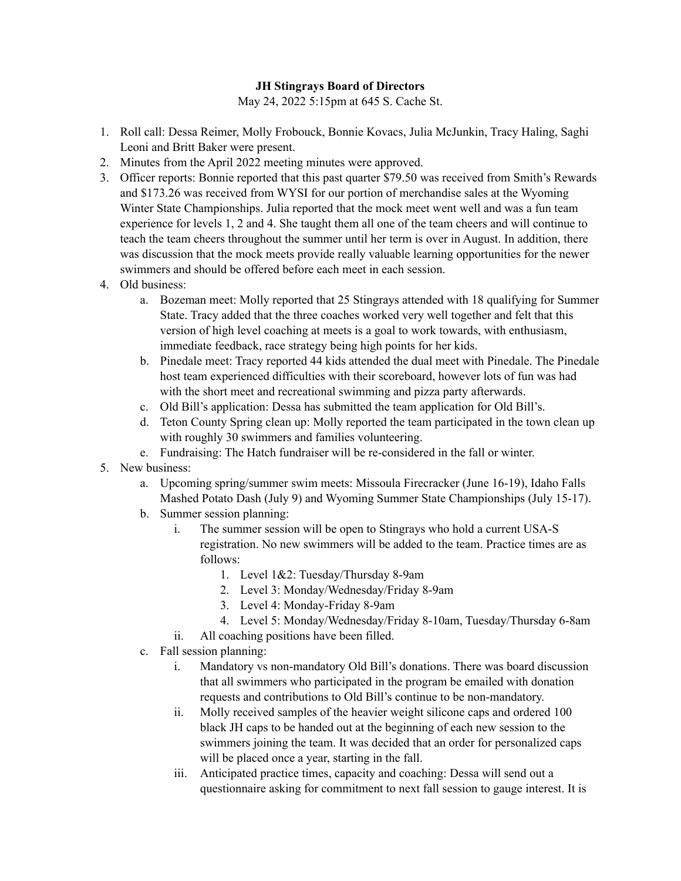**JH Stingrays Board of Directors**

May 24, 2022 5:15pm at 645 S. Cache St.

1. Roll call: Dessa Reimer, Molly Frobouck, Bonnie Kovacs, Julia McJunkin, Tracy Haling, Saghi Leoni and Britt Baker were present.
2. Minutes from the April 2022 meeting minutes were approved.
3. Officer reports: Bonnie reported that this past quarter $79.50 was received from Smith's Rewards and $173.26 was received from WYSI for our portion of merchandise sales at the Wyoming Winter State Championships. Julia reported that the mock meet went well and was a fun team experience for levels 1, 2 and 4. She taught them all one of the team cheers and will continue to teach the team cheers throughout the summer until her term is over in August. In addition, there was discussion that the mock meets provide really valuable learning opportunities for the newer swimmers and should be offered before each meet in each session.
4. Old business:
   a. Bozeman meet: Molly reported that 25 Stingrays attended with 18 qualifying for Summer State. Tracy added that the three coaches worked very well together and felt that this version of high level coaching at meets is a goal to work towards, with enthusiasm, immediate feedback, race strategy being high points for her kids.
   b. Pinedale meet: Tracy reported 44 kids attended the dual meet with Pinedale. The Pinedale host team experienced difficulties with their scoreboard, however lots of fun was had with the short meet and recreational swimming and pizza party afterwards.
   c. Old Bill's application: Dessa has submitted the team application for Old Bill's.
   d. Teton County Spring clean up: Molly reported the team participated in the town clean up with roughly 30 swimmers and families volunteering.
   e. Fundraising: The Hatch fundraiser will be re-considered in the fall or winter.
5. New business:
   a. Upcoming spring/summer swim meets: Missoula Firecracker (June 16-19), Idaho Falls Mashed Potato Dash (July 9) and Wyoming Summer State Championships (July 15-17).
   b. Summer session planning:
      i. The summer session will be open to Stingrays who hold a current USA-S registration. No new swimmers will be added to the team. Practice times are as follows:
         1. Level 1&2: Tuesday/Thursday 8-9am
         2. Level 3: Monday/Wednesday/Friday 8-9am
         3. Level 4: Monday-Friday 8-9am
         4. Level 5: Monday/Wednesday/Friday 8-10am, Tuesday/Thursday 6-8am
      ii. All coaching positions have been filled.
   c. Fall session planning:
      i. Mandatory vs non-mandatory Old Bill's donations. There was board discussion that all swimmers who participated in the program be emailed with donation requests and contributions to Old Bill's continue to be non-mandatory.
      ii. Molly received samples of the heavier weight silicone caps and ordered 100 black JH caps to be handed out at the beginning of each new session to the swimmers joining the team. It was decided that an order for personalized caps will be placed once a year, starting in the fall.
      iii. Anticipated practice times, capacity and coaching: Dessa will send out a questionnaire asking for commitment to next fall session to gauge interest. It is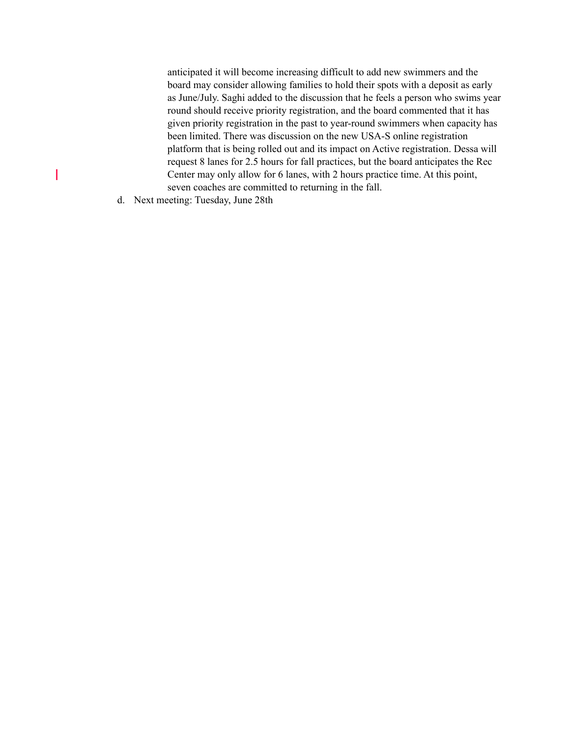anticipated it will become increasing difficult to add new swimmers and the board may consider allowing families to hold their spots with a deposit as early as June/July. Saghi added to the discussion that he feels a person who swims year round should receive priority registration, and the board commented that it has given priority registration in the past to year-round swimmers when capacity has been limited. There was discussion on the new USA-S online registration platform that is being rolled out and its impact on Active registration. Dessa will request 8 lanes for 2.5 hours for fall practices, but the board anticipates the Rec Center may only allow for 6 lanes, with 2 hours practice time. At this point, seven coaches are committed to returning in the fall.

d. Next meeting: Tuesday, June 28th